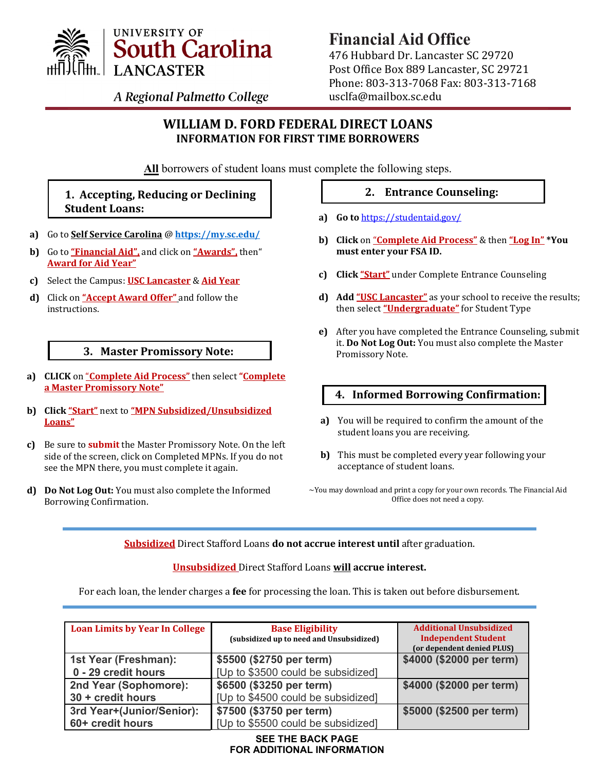**UNIVERSITY OF South Carolina LANCASTER**

*A Regional Palmetto College*

**Financial Aid Office**
476 Hubbard Dr. Lancaster SC 29720
Post Office Box 889 Lancaster, SC 29721
Phone: 803-313-7068 Fax: 803-313-7168
usclfa@mailbox.sc.edu

# WILLIAM D. FORD FEDERAL DIRECT LOANS
## INFORMATION FOR FIRST TIME BORROWERS

**All** borrowers of student loans must complete the following steps.

### 1. Accepting, Reducing or Declining Student Loans:

- **a)** Go to **Self Service Carolina** @ **https://my.sc.edu/**
- **b)** Go to **"Financial Aid"**, and click on **"Awards"**, then "**Award for Aid Year"**
- **c)** Select the Campus: **USC Lancaster** & **Aid Year**
- **d)** Click on **"Accept Award Offer"** and follow the instructions.

### 2. Entrance Counseling:

- **a)** **Go to** https://studentaid.gov/
- **b)** **Click** on **"Complete Aid Process"** & then **"Log In"** ***You must enter your FSA ID.**
- **c)** **Click** **"Start"** under Complete Entrance Counseling
- **d)** **Add** **"USC Lancaster"** as your school to receive the results; then select **"Undergraduate"** for Student Type
- **e)** After you have completed the Entrance Counseling, submit it. **Do Not Log Out:** You must also complete the Master Promissory Note.

### 3. Master Promissory Note:

- **a)** **CLICK** on **"Complete Aid Process"** then select **"Complete a Master Promissory Note"**
- **b)** **Click** **"Start"** next to **"MPN Subsidized/Unsubsidized Loans"**
- **c)** Be sure to **submit** the Master Promissory Note. On the left side of the screen, click on Completed MPNs. If you do not see the MPN there, you must complete it again.
- **d)** **Do Not Log Out:** You must also complete the Informed Borrowing Confirmation.

### 4. Informed Borrowing Confirmation:

- **a)** You will be required to confirm the amount of the student loans you are receiving.
- **b)** This must be completed every year following your acceptance of student loans.

~You may download and print a copy for your own records. The Financial Aid Office does not need a copy.

---

**Subsidized** Direct Stafford Loans **do not accrue interest until** after graduation.

**Unsubsidized** Direct Stafford Loans **will accrue interest.**

For each loan, the lender charges a **fee** for processing the loan. This is taken out before disbursement.

---

| Loan Limits by Year In College | Base Eligibility (subsidized up to need and Unsubsidized) | Additional Unsubsidized Independent Student (or dependent denied PLUS) |
|---|---|---|
| 1st Year (Freshman): 0 - 29 credit hours | **$5500 ($2750 per term)** [Up to $3500 could be subsidized] | **$4000 ($2000 per term)** |
| 2nd Year (Sophomore): 30 + credit hours | **$6500 ($3250 per term)** [Up to $4500 could be subsidized] | **$4000 ($2000 per term)** |
| 3rd Year+(Junior/Senior): 60+ credit hours | **$7500 ($3750 per term)** [Up to $5500 could be subsidized] | **$5000 ($2500 per term)** |

**SEE THE BACK PAGE FOR ADDITIONAL INFORMATION**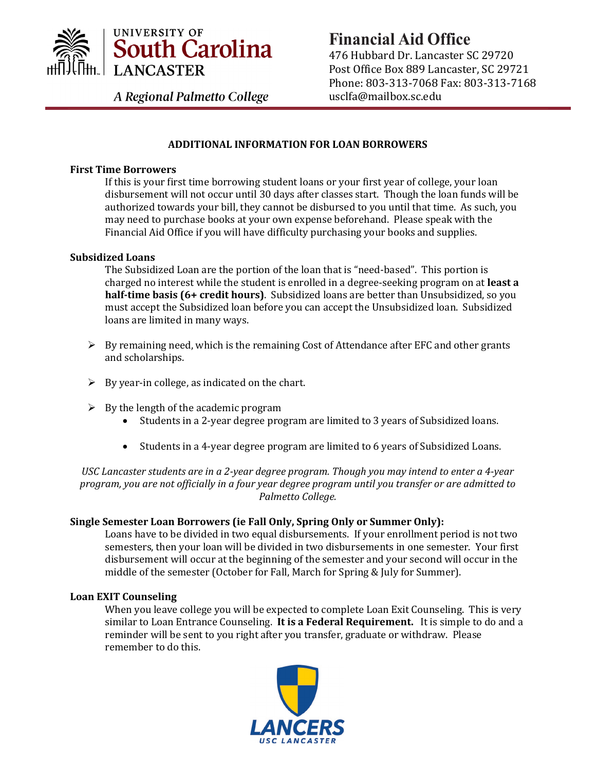UNIVERSITY OF
South Carolina
LANCASTER

*A Regional Palmetto College*

**Financial Aid Office**
476 Hubbard Dr. Lancaster SC 29720
Post Office Box 889 Lancaster, SC 29721
Phone: 803-313-7068 Fax: 803-313-7168
usclfa@mailbox.sc.edu

## ADDITIONAL INFORMATION FOR LOAN BORROWERS

### First Time Borrowers

If this is your first time borrowing student loans or your first year of college, your loan disbursement will not occur until 30 days after classes start. Though the loan funds will be authorized towards your bill, they cannot be disbursed to you until that time. As such, you may need to purchase books at your own expense beforehand. Please speak with the Financial Aid Office if you will have difficulty purchasing your books and supplies.

### Subsidized Loans

The Subsidized Loan are the portion of the loan that is "need-based". This portion is charged no interest while the student is enrolled in a degree-seeking program on at **least a half-time basis (6+ credit hours)**. Subsidized loans are better than Unsubsidized, so you must accept the Subsidized loan before you can accept the Unsubsidized loan. Subsidized loans are limited in many ways.

- By remaining need, which is the remaining Cost of Attendance after EFC and other grants and scholarships.
- By year-in college, as indicated on the chart.
- By the length of the academic program
  - Students in a 2-year degree program are limited to 3 years of Subsidized loans.
  - Students in a 4-year degree program are limited to 6 years of Subsidized Loans.

*USC Lancaster students are in a 2-year degree program. Though you may intend to enter a 4-year program, you are not officially in a four year degree program until you transfer or are admitted to Palmetto College.*

### Single Semester Loan Borrowers (ie Fall Only, Spring Only or Summer Only):

Loans have to be divided in two equal disbursements. If your enrollment period is not two semesters, then your loan will be divided in two disbursements in one semester. Your first disbursement will occur at the beginning of the semester and your second will occur in the middle of the semester (October for Fall, March for Spring & July for Summer).

### Loan EXIT Counseling

When you leave college you will be expected to complete Loan Exit Counseling. This is very similar to Loan Entrance Counseling. **It is a Federal Requirement.** It is simple to do and a reminder will be sent to you right after you transfer, graduate or withdraw. Please remember to do this.

LANCERS
USC LANCASTER